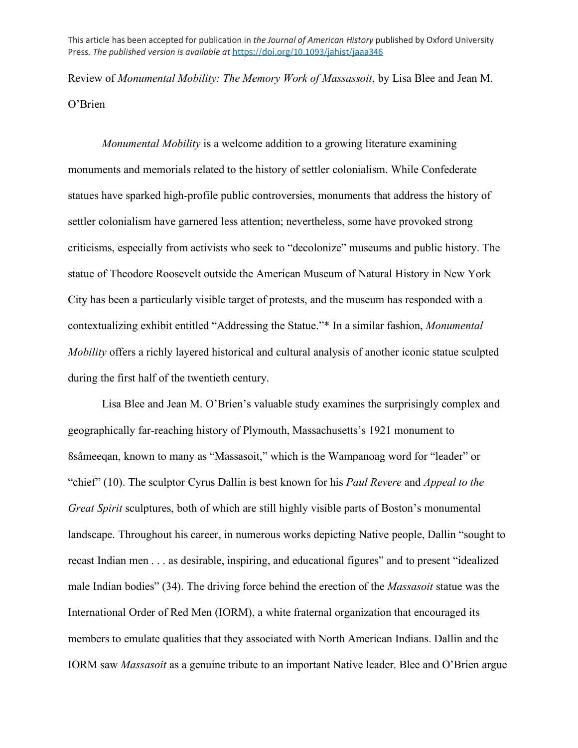This article has been accepted for publication in *the Journal of American History* published by Oxford University Press. *The published version is available at* https://doi.org/10.1093/jahist/jaaa346

Review of *Monumental Mobility: The Memory Work of Massassoit*, by Lisa Blee and Jean M. O'Brien

*Monumental Mobility* is a welcome addition to a growing literature examining monuments and memorials related to the history of settler colonialism. While Confederate statues have sparked high-profile public controversies, monuments that address the history of settler colonialism have garnered less attention; nevertheless, some have provoked strong criticisms, especially from activists who seek to "decolonize" museums and public history. The statue of Theodore Roosevelt outside the American Museum of Natural History in New York City has been a particularly visible target of protests, and the museum has responded with a contextualizing exhibit entitled "Addressing the Statue."* In a similar fashion, *Monumental Mobility* offers a richly layered historical and cultural analysis of another iconic statue sculpted during the first half of the twentieth century.

Lisa Blee and Jean M. O'Brien's valuable study examines the surprisingly complex and geographically far-reaching history of Plymouth, Massachusetts's 1921 monument to 8sâmeeqan, known to many as "Massasoit," which is the Wampanoag word for "leader" or "chief" (10). The sculptor Cyrus Dallin is best known for his *Paul Revere* and *Appeal to the Great Spirit* sculptures, both of which are still highly visible parts of Boston's monumental landscape. Throughout his career, in numerous works depicting Native people, Dallin "sought to recast Indian men . . . as desirable, inspiring, and educational figures" and to present "idealized male Indian bodies" (34). The driving force behind the erection of the *Massasoit* statue was the International Order of Red Men (IORM), a white fraternal organization that encouraged its members to emulate qualities that they associated with North American Indians. Dallin and the IORM saw *Massasoit* as a genuine tribute to an important Native leader. Blee and O'Brien argue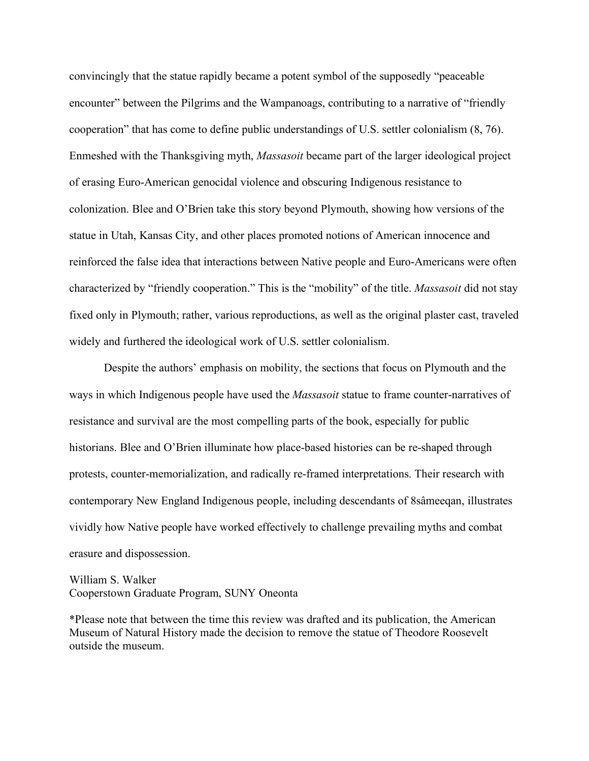convincingly that the statue rapidly became a potent symbol of the supposedly "peaceable encounter" between the Pilgrims and the Wampanoags, contributing to a narrative of "friendly cooperation" that has come to define public understandings of U.S. settler colonialism (8, 76). Enmeshed with the Thanksgiving myth, *Massasoit* became part of the larger ideological project of erasing Euro-American genocidal violence and obscuring Indigenous resistance to colonization. Blee and O'Brien take this story beyond Plymouth, showing how versions of the statue in Utah, Kansas City, and other places promoted notions of American innocence and reinforced the false idea that interactions between Native people and Euro-Americans were often characterized by "friendly cooperation." This is the "mobility" of the title. *Massasoit* did not stay fixed only in Plymouth; rather, various reproductions, as well as the original plaster cast, traveled widely and furthered the ideological work of U.S. settler colonialism.

Despite the authors' emphasis on mobility, the sections that focus on Plymouth and the ways in which Indigenous people have used the *Massasoit* statue to frame counter-narratives of resistance and survival are the most compelling parts of the book, especially for public historians. Blee and O'Brien illuminate how place-based histories can be re-shaped through protests, counter-memorialization, and radically re-framed interpretations. Their research with contemporary New England Indigenous people, including descendants of 8sâmeeqan, illustrates vividly how Native people have worked effectively to challenge prevailing myths and combat erasure and dispossession.

William S. Walker
Cooperstown Graduate Program, SUNY Oneonta

*Please note that between the time this review was drafted and its publication, the American Museum of Natural History made the decision to remove the statue of Theodore Roosevelt outside the museum.